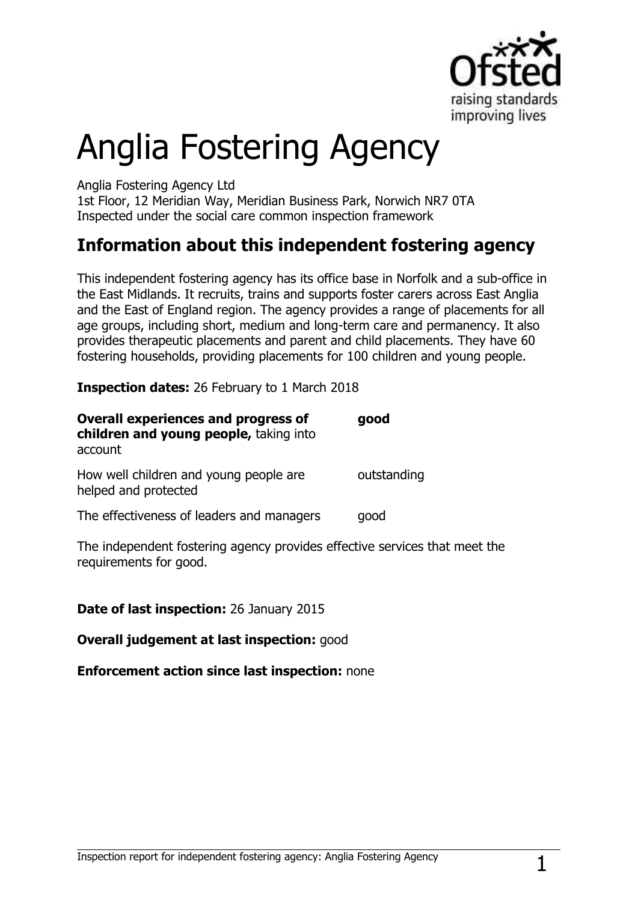# Anglia Fostering Agency

Anglia Fostering Agency Ltd
1st Floor, 12 Meridian Way, Meridian Business Park, Norwich NR7 0TA
Inspected under the social care common inspection framework

## Information about this independent fostering agency

This independent fostering agency has its office base in Norfolk and a sub-office in the East Midlands. It recruits, trains and supports foster carers across East Anglia and the East of England region. The agency provides a range of placements for all age groups, including short, medium and long-term care and permanency. It also provides therapeutic placements and parent and child placements. They have 60 fostering households, providing placements for 100 children and young people.

**Inspection dates:** 26 February to 1 March 2018

| | |
|---|---|
| **Overall experiences and progress of children and young people,** taking into account | **good** |
| How well children and young people are helped and protected | outstanding |
| The effectiveness of leaders and managers | good |

The independent fostering agency provides effective services that meet the requirements for good.

**Date of last inspection:** 26 January 2015

**Overall judgement at last inspection:** good

**Enforcement action since last inspection:** none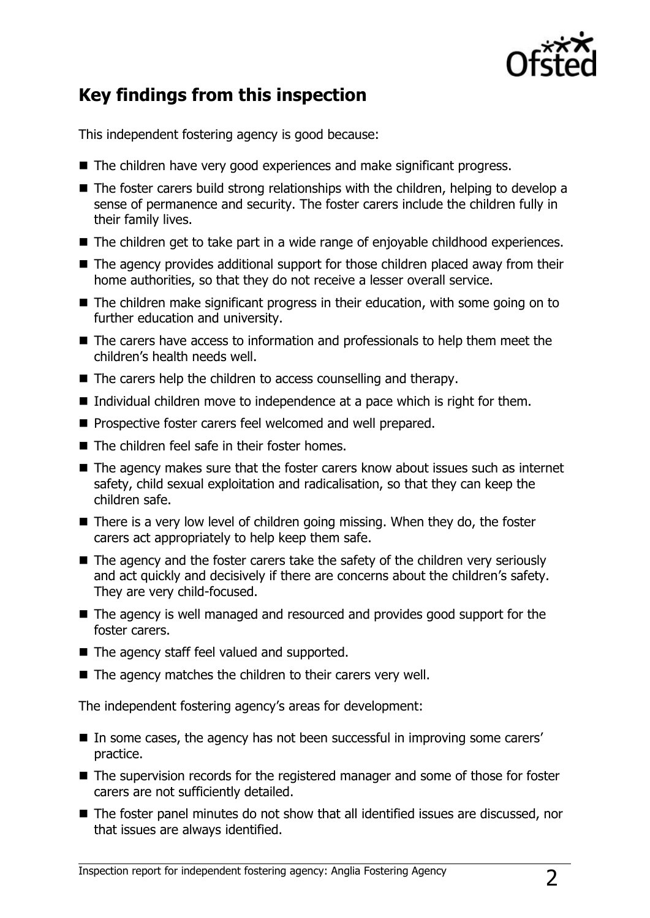## Key findings from this inspection

This independent fostering agency is good because:

- The children have very good experiences and make significant progress.
- The foster carers build strong relationships with the children, helping to develop a sense of permanence and security. The foster carers include the children fully in their family lives.
- The children get to take part in a wide range of enjoyable childhood experiences.
- The agency provides additional support for those children placed away from their home authorities, so that they do not receive a lesser overall service.
- The children make significant progress in their education, with some going on to further education and university.
- The carers have access to information and professionals to help them meet the children's health needs well.
- The carers help the children to access counselling and therapy.
- Individual children move to independence at a pace which is right for them.
- Prospective foster carers feel welcomed and well prepared.
- The children feel safe in their foster homes.
- The agency makes sure that the foster carers know about issues such as internet safety, child sexual exploitation and radicalisation, so that they can keep the children safe.
- There is a very low level of children going missing. When they do, the foster carers act appropriately to help keep them safe.
- The agency and the foster carers take the safety of the children very seriously and act quickly and decisively if there are concerns about the children's safety. They are very child-focused.
- The agency is well managed and resourced and provides good support for the foster carers.
- The agency staff feel valued and supported.
- The agency matches the children to their carers very well.

The independent fostering agency's areas for development:

- In some cases, the agency has not been successful in improving some carers' practice.
- The supervision records for the registered manager and some of those for foster carers are not sufficiently detailed.
- The foster panel minutes do not show that all identified issues are discussed, nor that issues are always identified.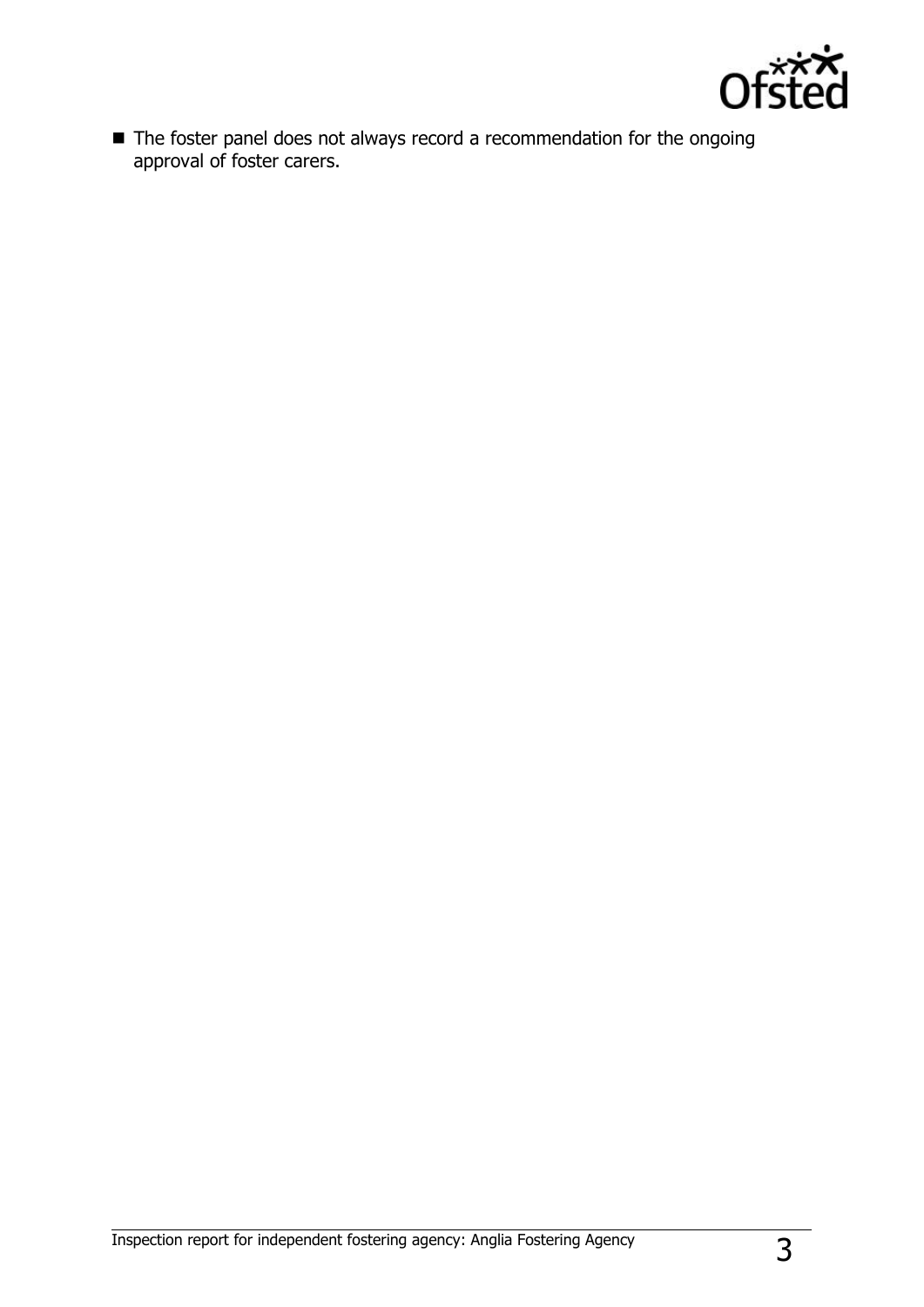- The foster panel does not always record a recommendation for the ongoing approval of foster carers.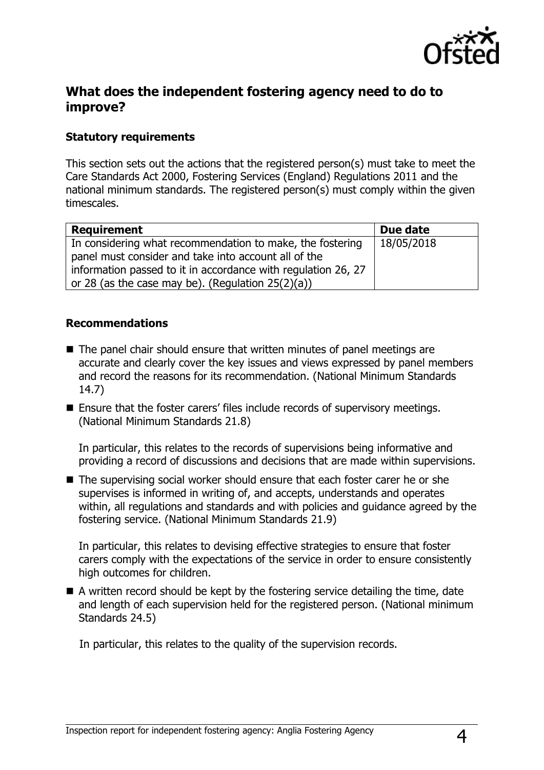## What does the independent fostering agency need to do to improve?

### Statutory requirements

This section sets out the actions that the registered person(s) must take to meet the Care Standards Act 2000, Fostering Services (England) Regulations 2011 and the national minimum standards. The registered person(s) must comply within the given timescales.

| Requirement | Due date |
| --- | --- |
| In considering what recommendation to make, the fostering panel must consider and take into account all of the information passed to it in accordance with regulation 26, 27 or 28 (as the case may be). (Regulation 25(2)(a)) | 18/05/2018 |

### Recommendations

- The panel chair should ensure that written minutes of panel meetings are accurate and clearly cover the key issues and views expressed by panel members and record the reasons for its recommendation. (National Minimum Standards 14.7)
- Ensure that the foster carers' files include records of supervisory meetings. (National Minimum Standards 21.8)

  In particular, this relates to the records of supervisions being informative and providing a record of discussions and decisions that are made within supervisions.

- The supervising social worker should ensure that each foster carer he or she supervises is informed in writing of, and accepts, understands and operates within, all regulations and standards and with policies and guidance agreed by the fostering service. (National Minimum Standards 21.9)

  In particular, this relates to devising effective strategies to ensure that foster carers comply with the expectations of the service in order to ensure consistently high outcomes for children.

- A written record should be kept by the fostering service detailing the time, date and length of each supervision held for the registered person. (National minimum Standards 24.5)

  In particular, this relates to the quality of the supervision records.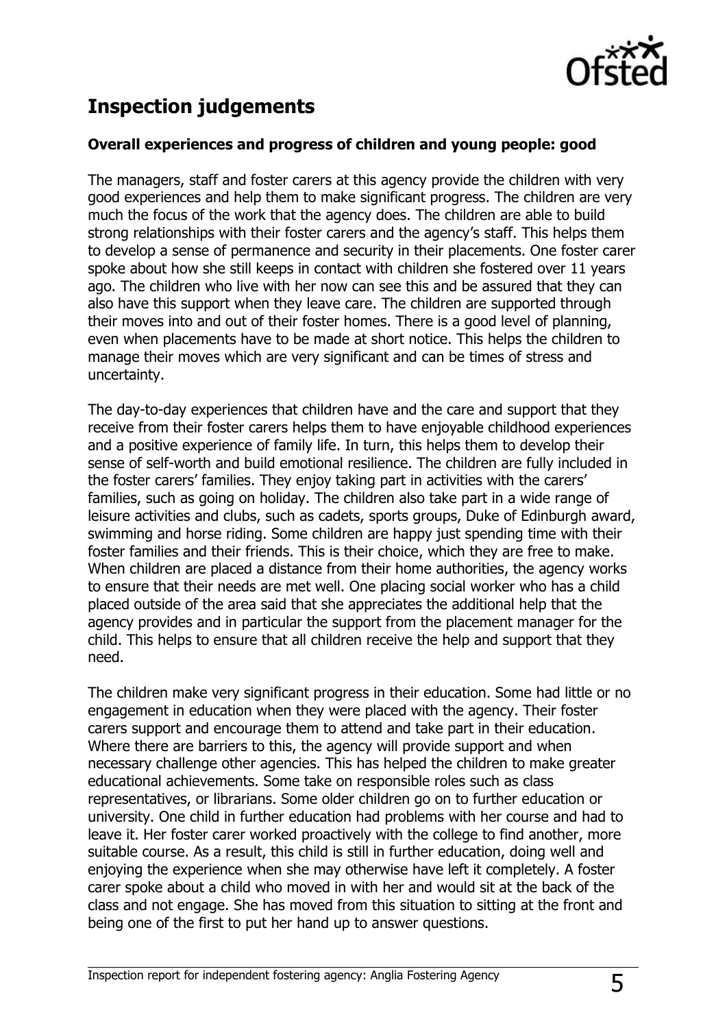## Inspection judgements

**Overall experiences and progress of children and young people: good**

The managers, staff and foster carers at this agency provide the children with very good experiences and help them to make significant progress. The children are very much the focus of the work that the agency does. The children are able to build strong relationships with their foster carers and the agency's staff. This helps them to develop a sense of permanence and security in their placements. One foster carer spoke about how she still keeps in contact with children she fostered over 11 years ago. The children who live with her now can see this and be assured that they can also have this support when they leave care. The children are supported through their moves into and out of their foster homes. There is a good level of planning, even when placements have to be made at short notice. This helps the children to manage their moves which are very significant and can be times of stress and uncertainty.

The day-to-day experiences that children have and the care and support that they receive from their foster carers helps them to have enjoyable childhood experiences and a positive experience of family life. In turn, this helps them to develop their sense of self-worth and build emotional resilience. The children are fully included in the foster carers' families. They enjoy taking part in activities with the carers' families, such as going on holiday. The children also take part in a wide range of leisure activities and clubs, such as cadets, sports groups, Duke of Edinburgh award, swimming and horse riding. Some children are happy just spending time with their foster families and their friends. This is their choice, which they are free to make. When children are placed a distance from their home authorities, the agency works to ensure that their needs are met well. One placing social worker who has a child placed outside of the area said that she appreciates the additional help that the agency provides and in particular the support from the placement manager for the child. This helps to ensure that all children receive the help and support that they need.

The children make very significant progress in their education. Some had little or no engagement in education when they were placed with the agency. Their foster carers support and encourage them to attend and take part in their education. Where there are barriers to this, the agency will provide support and when necessary challenge other agencies. This has helped the children to make greater educational achievements. Some take on responsible roles such as class representatives, or librarians. Some older children go on to further education or university. One child in further education had problems with her course and had to leave it. Her foster carer worked proactively with the college to find another, more suitable course. As a result, this child is still in further education, doing well and enjoying the experience when she may otherwise have left it completely. A foster carer spoke about a child who moved in with her and would sit at the back of the class and not engage. She has moved from this situation to sitting at the front and being one of the first to put her hand up to answer questions.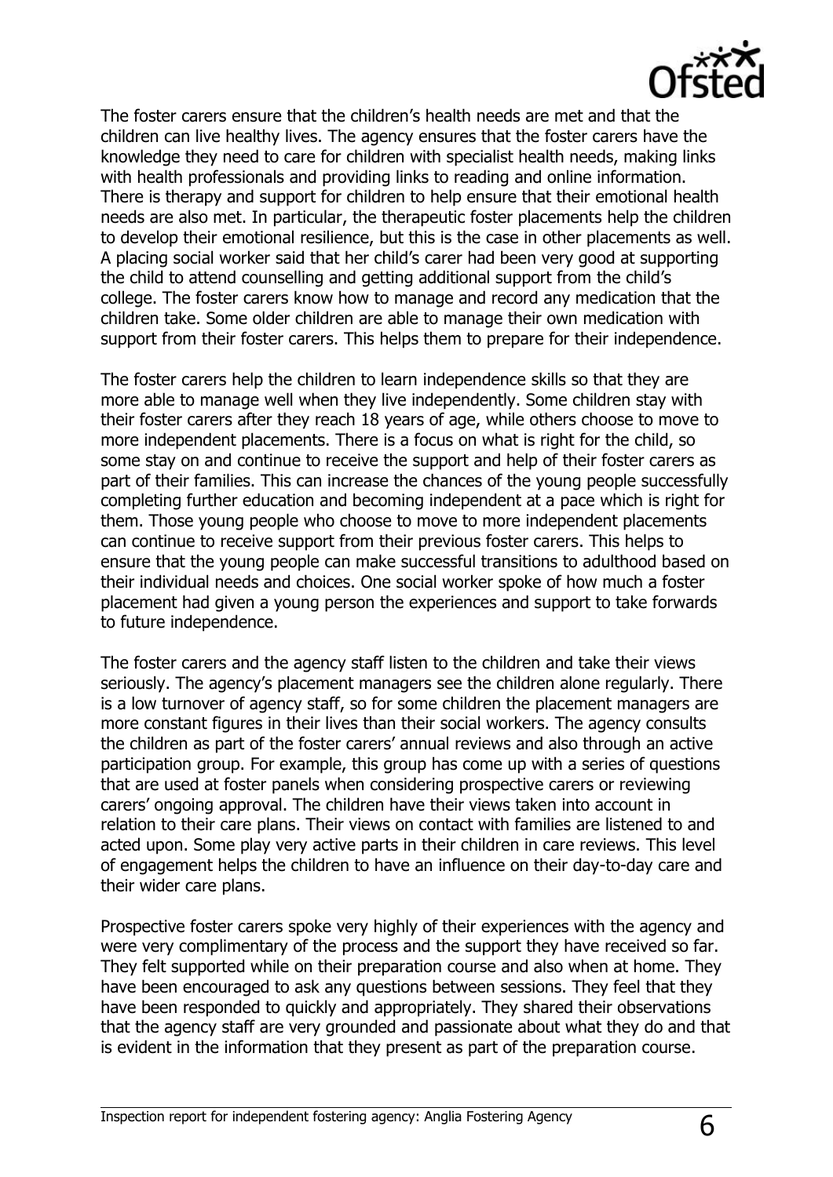The foster carers ensure that the children's health needs are met and that the children can live healthy lives. The agency ensures that the foster carers have the knowledge they need to care for children with specialist health needs, making links with health professionals and providing links to reading and online information. There is therapy and support for children to help ensure that their emotional health needs are also met. In particular, the therapeutic foster placements help the children to develop their emotional resilience, but this is the case in other placements as well. A placing social worker said that her child's carer had been very good at supporting the child to attend counselling and getting additional support from the child's college. The foster carers know how to manage and record any medication that the children take. Some older children are able to manage their own medication with support from their foster carers. This helps them to prepare for their independence.

The foster carers help the children to learn independence skills so that they are more able to manage well when they live independently. Some children stay with their foster carers after they reach 18 years of age, while others choose to move to more independent placements. There is a focus on what is right for the child, so some stay on and continue to receive the support and help of their foster carers as part of their families. This can increase the chances of the young people successfully completing further education and becoming independent at a pace which is right for them. Those young people who choose to move to more independent placements can continue to receive support from their previous foster carers. This helps to ensure that the young people can make successful transitions to adulthood based on their individual needs and choices. One social worker spoke of how much a foster placement had given a young person the experiences and support to take forwards to future independence.

The foster carers and the agency staff listen to the children and take their views seriously. The agency's placement managers see the children alone regularly. There is a low turnover of agency staff, so for some children the placement managers are more constant figures in their lives than their social workers. The agency consults the children as part of the foster carers' annual reviews and also through an active participation group. For example, this group has come up with a series of questions that are used at foster panels when considering prospective carers or reviewing carers' ongoing approval. The children have their views taken into account in relation to their care plans. Their views on contact with families are listened to and acted upon. Some play very active parts in their children in care reviews. This level of engagement helps the children to have an influence on their day-to-day care and their wider care plans.

Prospective foster carers spoke very highly of their experiences with the agency and were very complimentary of the process and the support they have received so far. They felt supported while on their preparation course and also when at home. They have been encouraged to ask any questions between sessions. They feel that they have been responded to quickly and appropriately. They shared their observations that the agency staff are very grounded and passionate about what they do and that is evident in the information that they present as part of the preparation course.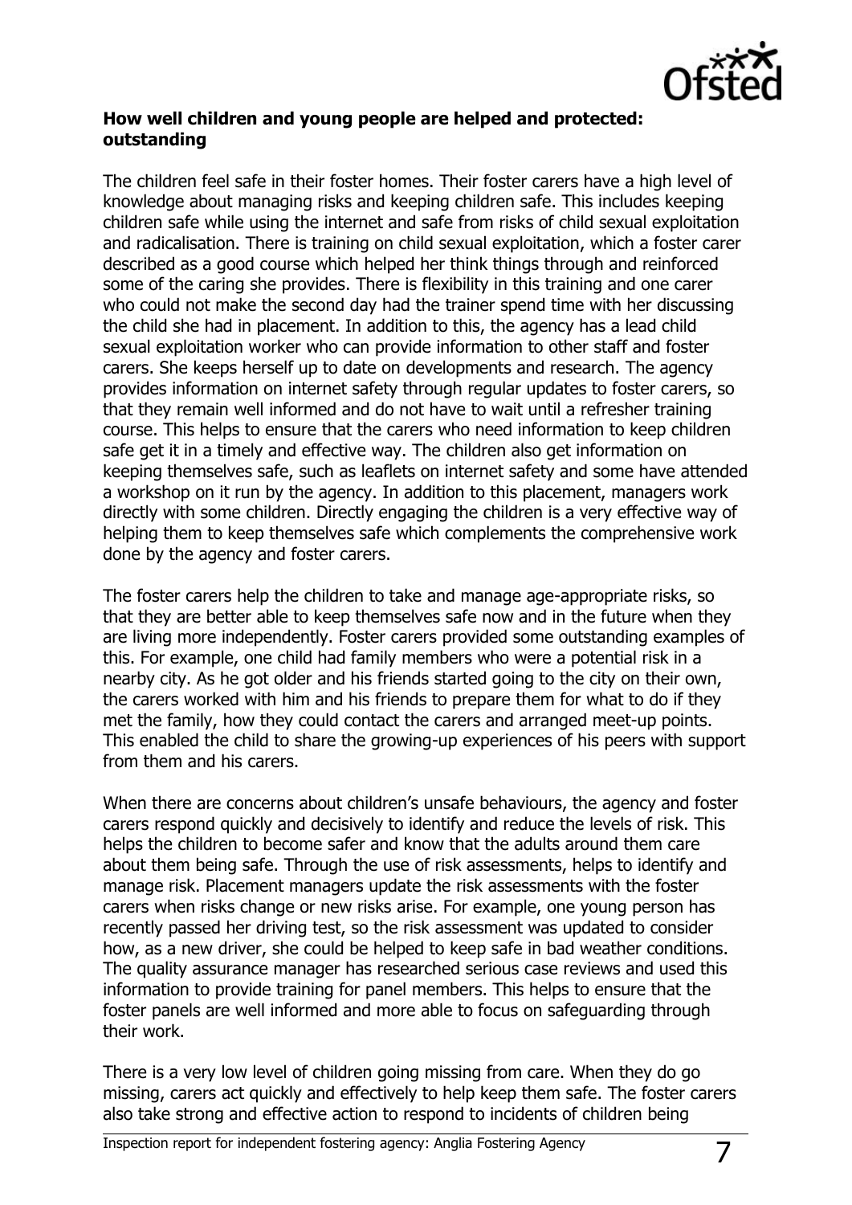**How well children and young people are helped and protected: outstanding**

The children feel safe in their foster homes. Their foster carers have a high level of knowledge about managing risks and keeping children safe. This includes keeping children safe while using the internet and safe from risks of child sexual exploitation and radicalisation. There is training on child sexual exploitation, which a foster carer described as a good course which helped her think things through and reinforced some of the caring she provides. There is flexibility in this training and one carer who could not make the second day had the trainer spend time with her discussing the child she had in placement. In addition to this, the agency has a lead child sexual exploitation worker who can provide information to other staff and foster carers. She keeps herself up to date on developments and research. The agency provides information on internet safety through regular updates to foster carers, so that they remain well informed and do not have to wait until a refresher training course. This helps to ensure that the carers who need information to keep children safe get it in a timely and effective way. The children also get information on keeping themselves safe, such as leaflets on internet safety and some have attended a workshop on it run by the agency. In addition to this placement, managers work directly with some children. Directly engaging the children is a very effective way of helping them to keep themselves safe which complements the comprehensive work done by the agency and foster carers.

The foster carers help the children to take and manage age-appropriate risks, so that they are better able to keep themselves safe now and in the future when they are living more independently. Foster carers provided some outstanding examples of this. For example, one child had family members who were a potential risk in a nearby city. As he got older and his friends started going to the city on their own, the carers worked with him and his friends to prepare them for what to do if they met the family, how they could contact the carers and arranged meet-up points. This enabled the child to share the growing-up experiences of his peers with support from them and his carers.

When there are concerns about children's unsafe behaviours, the agency and foster carers respond quickly and decisively to identify and reduce the levels of risk. This helps the children to become safer and know that the adults around them care about them being safe. Through the use of risk assessments, helps to identify and manage risk. Placement managers update the risk assessments with the foster carers when risks change or new risks arise. For example, one young person has recently passed her driving test, so the risk assessment was updated to consider how, as a new driver, she could be helped to keep safe in bad weather conditions. The quality assurance manager has researched serious case reviews and used this information to provide training for panel members. This helps to ensure that the foster panels are well informed and more able to focus on safeguarding through their work.

There is a very low level of children going missing from care. When they do go missing, carers act quickly and effectively to help keep them safe. The foster carers also take strong and effective action to respond to incidents of children being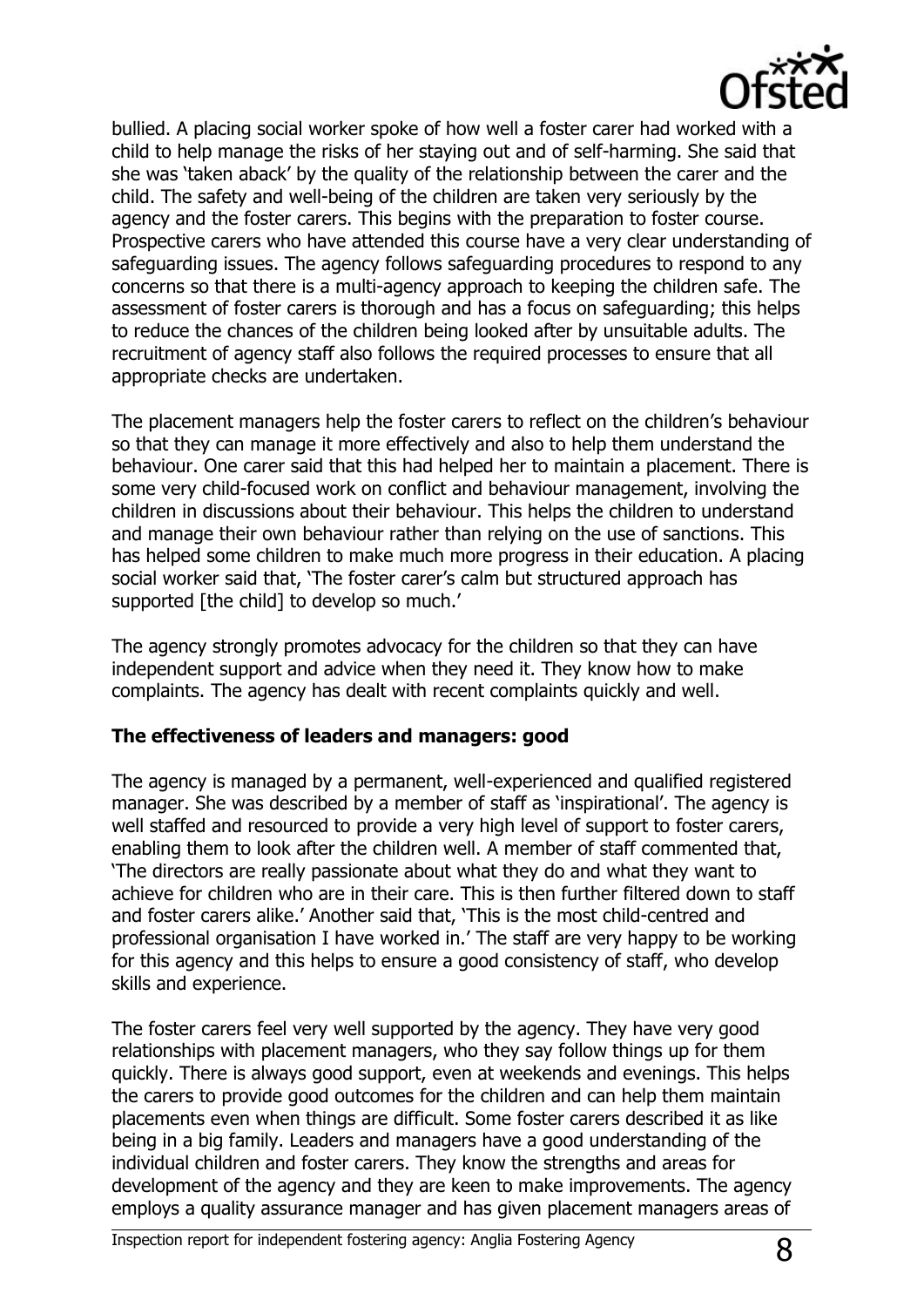bullied. A placing social worker spoke of how well a foster carer had worked with a child to help manage the risks of her staying out and of self-harming. She said that she was 'taken aback' by the quality of the relationship between the carer and the child. The safety and well-being of the children are taken very seriously by the agency and the foster carers. This begins with the preparation to foster course. Prospective carers who have attended this course have a very clear understanding of safeguarding issues. The agency follows safeguarding procedures to respond to any concerns so that there is a multi-agency approach to keeping the children safe. The assessment of foster carers is thorough and has a focus on safeguarding; this helps to reduce the chances of the children being looked after by unsuitable adults. The recruitment of agency staff also follows the required processes to ensure that all appropriate checks are undertaken.

The placement managers help the foster carers to reflect on the children's behaviour so that they can manage it more effectively and also to help them understand the behaviour. One carer said that this had helped her to maintain a placement. There is some very child-focused work on conflict and behaviour management, involving the children in discussions about their behaviour. This helps the children to understand and manage their own behaviour rather than relying on the use of sanctions. This has helped some children to make much more progress in their education. A placing social worker said that, 'The foster carer's calm but structured approach has supported [the child] to develop so much.'

The agency strongly promotes advocacy for the children so that they can have independent support and advice when they need it. They know how to make complaints. The agency has dealt with recent complaints quickly and well.

**The effectiveness of leaders and managers: good**

The agency is managed by a permanent, well-experienced and qualified registered manager. She was described by a member of staff as 'inspirational'. The agency is well staffed and resourced to provide a very high level of support to foster carers, enabling them to look after the children well. A member of staff commented that, 'The directors are really passionate about what they do and what they want to achieve for children who are in their care. This is then further filtered down to staff and foster carers alike.' Another said that, 'This is the most child-centred and professional organisation I have worked in.' The staff are very happy to be working for this agency and this helps to ensure a good consistency of staff, who develop skills and experience.

The foster carers feel very well supported by the agency. They have very good relationships with placement managers, who they say follow things up for them quickly. There is always good support, even at weekends and evenings. This helps the carers to provide good outcomes for the children and can help them maintain placements even when things are difficult. Some foster carers described it as like being in a big family. Leaders and managers have a good understanding of the individual children and foster carers. They know the strengths and areas for development of the agency and they are keen to make improvements. The agency employs a quality assurance manager and has given placement managers areas of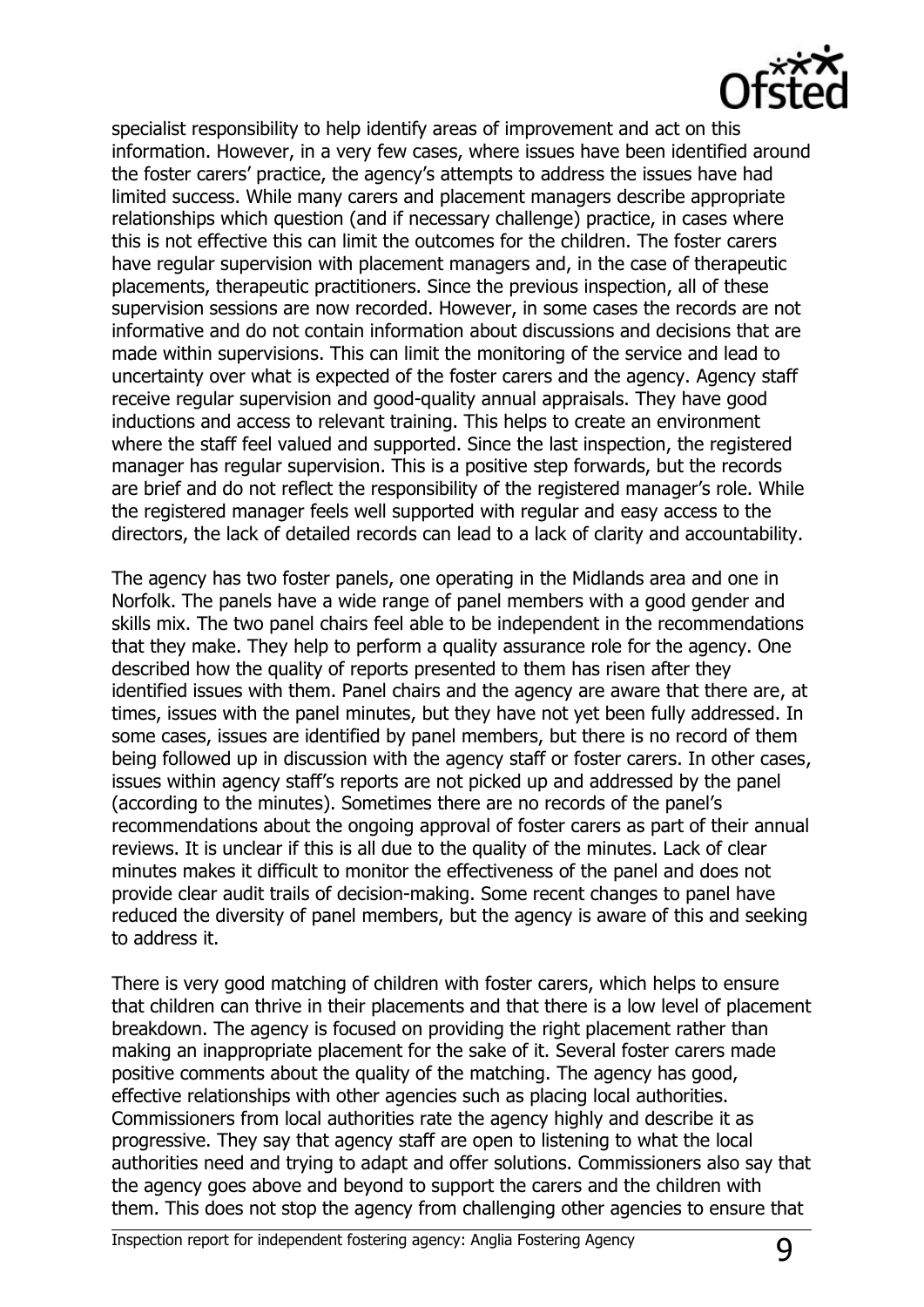specialist responsibility to help identify areas of improvement and act on this information. However, in a very few cases, where issues have been identified around the foster carers' practice, the agency's attempts to address the issues have had limited success. While many carers and placement managers describe appropriate relationships which question (and if necessary challenge) practice, in cases where this is not effective this can limit the outcomes for the children. The foster carers have regular supervision with placement managers and, in the case of therapeutic placements, therapeutic practitioners. Since the previous inspection, all of these supervision sessions are now recorded. However, in some cases the records are not informative and do not contain information about discussions and decisions that are made within supervisions. This can limit the monitoring of the service and lead to uncertainty over what is expected of the foster carers and the agency. Agency staff receive regular supervision and good-quality annual appraisals. They have good inductions and access to relevant training. This helps to create an environment where the staff feel valued and supported. Since the last inspection, the registered manager has regular supervision. This is a positive step forwards, but the records are brief and do not reflect the responsibility of the registered manager's role. While the registered manager feels well supported with regular and easy access to the directors, the lack of detailed records can lead to a lack of clarity and accountability.

The agency has two foster panels, one operating in the Midlands area and one in Norfolk. The panels have a wide range of panel members with a good gender and skills mix. The two panel chairs feel able to be independent in the recommendations that they make. They help to perform a quality assurance role for the agency. One described how the quality of reports presented to them has risen after they identified issues with them. Panel chairs and the agency are aware that there are, at times, issues with the panel minutes, but they have not yet been fully addressed. In some cases, issues are identified by panel members, but there is no record of them being followed up in discussion with the agency staff or foster carers. In other cases, issues within agency staff's reports are not picked up and addressed by the panel (according to the minutes). Sometimes there are no records of the panel's recommendations about the ongoing approval of foster carers as part of their annual reviews. It is unclear if this is all due to the quality of the minutes. Lack of clear minutes makes it difficult to monitor the effectiveness of the panel and does not provide clear audit trails of decision-making. Some recent changes to panel have reduced the diversity of panel members, but the agency is aware of this and seeking to address it.

There is very good matching of children with foster carers, which helps to ensure that children can thrive in their placements and that there is a low level of placement breakdown. The agency is focused on providing the right placement rather than making an inappropriate placement for the sake of it. Several foster carers made positive comments about the quality of the matching. The agency has good, effective relationships with other agencies such as placing local authorities. Commissioners from local authorities rate the agency highly and describe it as progressive. They say that agency staff are open to listening to what the local authorities need and trying to adapt and offer solutions. Commissioners also say that the agency goes above and beyond to support the carers and the children with them. This does not stop the agency from challenging other agencies to ensure that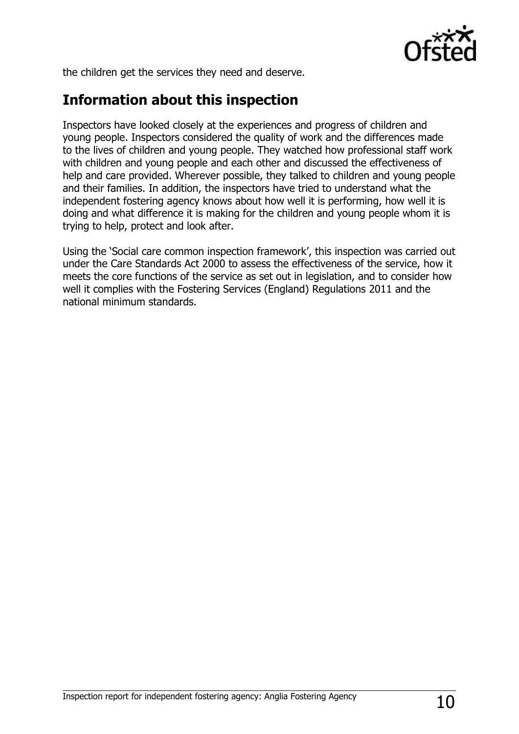the children get the services they need and deserve.

## Information about this inspection

Inspectors have looked closely at the experiences and progress of children and young people. Inspectors considered the quality of work and the differences made to the lives of children and young people. They watched how professional staff work with children and young people and each other and discussed the effectiveness of help and care provided. Wherever possible, they talked to children and young people and their families. In addition, the inspectors have tried to understand what the independent fostering agency knows about how well it is performing, how well it is doing and what difference it is making for the children and young people whom it is trying to help, protect and look after.

Using the 'Social care common inspection framework', this inspection was carried out under the Care Standards Act 2000 to assess the effectiveness of the service, how it meets the core functions of the service as set out in legislation, and to consider how well it complies with the Fostering Services (England) Regulations 2011 and the national minimum standards.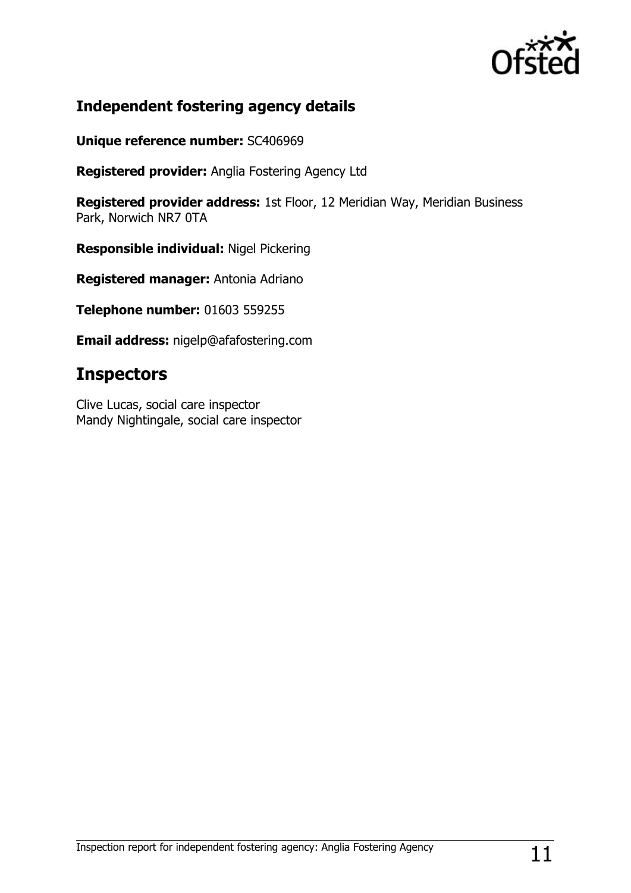## Independent fostering agency details

**Unique reference number:** SC406969

**Registered provider:** Anglia Fostering Agency Ltd

**Registered provider address:** 1st Floor, 12 Meridian Way, Meridian Business Park, Norwich NR7 0TA

**Responsible individual:** Nigel Pickering

**Registered manager:** Antonia Adriano

**Telephone number:** 01603 559255

**Email address:** nigelp@afafostering.com

# Inspectors

Clive Lucas, social care inspector
Mandy Nightingale, social care inspector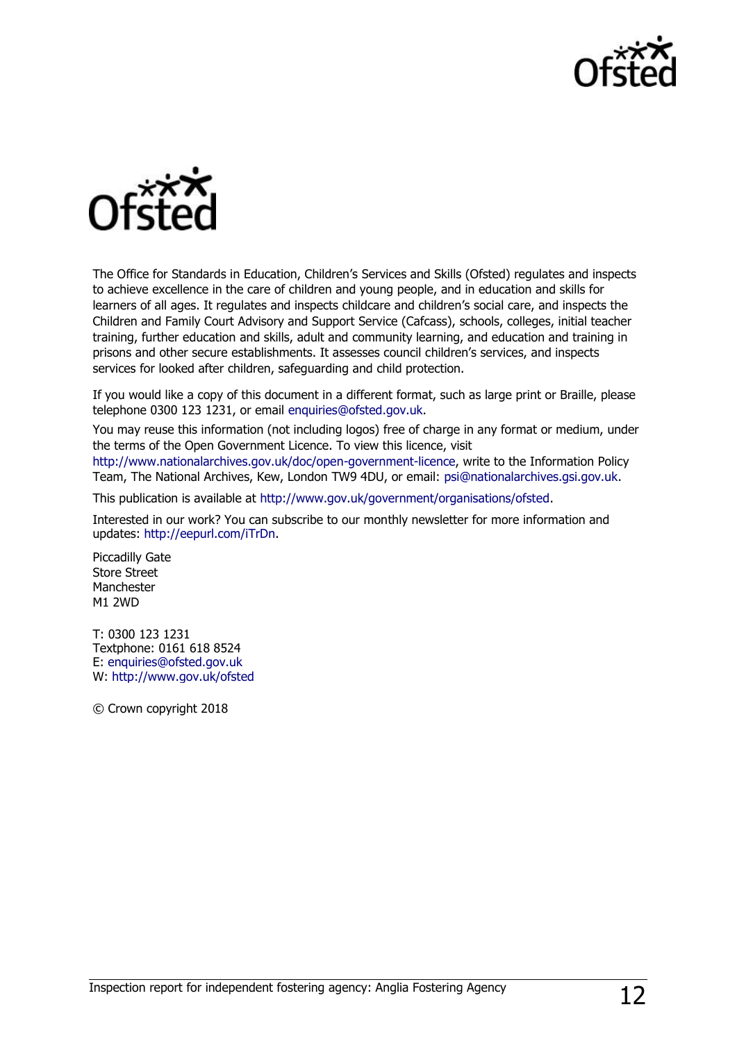The Office for Standards in Education, Children's Services and Skills (Ofsted) regulates and inspects to achieve excellence in the care of children and young people, and in education and skills for learners of all ages. It regulates and inspects childcare and children's social care, and inspects the Children and Family Court Advisory and Support Service (Cafcass), schools, colleges, initial teacher training, further education and skills, adult and community learning, and education and training in prisons and other secure establishments. It assesses council children's services, and inspects services for looked after children, safeguarding and child protection.

If you would like a copy of this document in a different format, such as large print or Braille, please telephone 0300 123 1231, or email enquiries@ofsted.gov.uk.

You may reuse this information (not including logos) free of charge in any format or medium, under the terms of the Open Government Licence. To view this licence, visit http://www.nationalarchives.gov.uk/doc/open-government-licence, write to the Information Policy Team, The National Archives, Kew, London TW9 4DU, or email: psi@nationalarchives.gsi.gov.uk.

This publication is available at http://www.gov.uk/government/organisations/ofsted.

Interested in our work? You can subscribe to our monthly newsletter for more information and updates: http://eepurl.com/iTrDn.

Piccadilly Gate
Store Street
Manchester
M1 2WD

T: 0300 123 1231
Textphone: 0161 618 8524
E: enquiries@ofsted.gov.uk
W: http://www.gov.uk/ofsted

© Crown copyright 2018